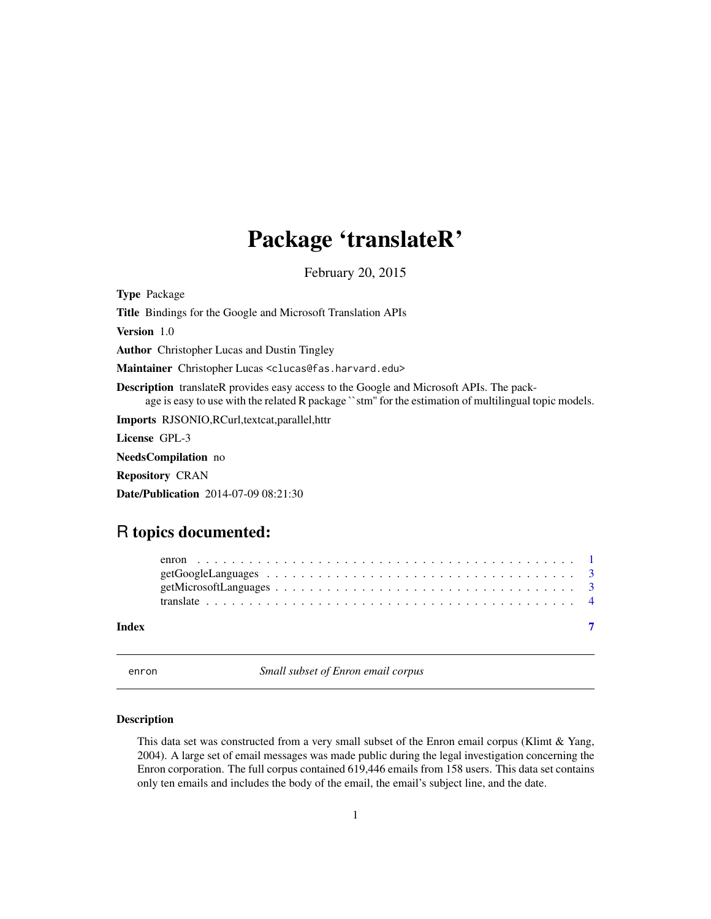# Package 'translateR'

February 20, 2015

**Type** Package

**Title** Bindings for the Google and Microsoft Translation APIs

**Version** 1.0

**Author** Christopher Lucas and Dustin Tingley

**Maintainer** Christopher Lucas <clucas@fas.harvard.edu>

**Description** translateR provides easy access to the Google and Microsoft APIs. The package is easy to use with the related R package ``stm'' for the estimation of multilingual topic models.

**Imports** RJSONIO,RCurl,textcat,parallel,httr

**License** GPL-3

**NeedsCompilation** no

**Repository** CRAN

**Date/Publication** 2014-07-09 08:21:30

## R topics documented:

- enron . . . . . . . . . . . . . . . . . . . . . . . . . . . . . . . . . . . . . . . . . . 1
- getGoogleLanguages . . . . . . . . . . . . . . . . . . . . . . . . . . . . . . . . . . 3
- getMicrosoftLanguages . . . . . . . . . . . . . . . . . . . . . . . . . . . . . . . . . 3
- translate . . . . . . . . . . . . . . . . . . . . . . . . . . . . . . . . . . . . . . . . 4

**Index** 7

---

`enron` *Small subset of Enron email corpus*

---

### Description

This data set was constructed from a very small subset of the Enron email corpus (Klimt & Yang, 2004). A large set of email messages was made public during the legal investigation concerning the Enron corporation. The full corpus contained 619,446 emails from 158 users. This data set contains only ten emails and includes the body of the email, the email's subject line, and the date.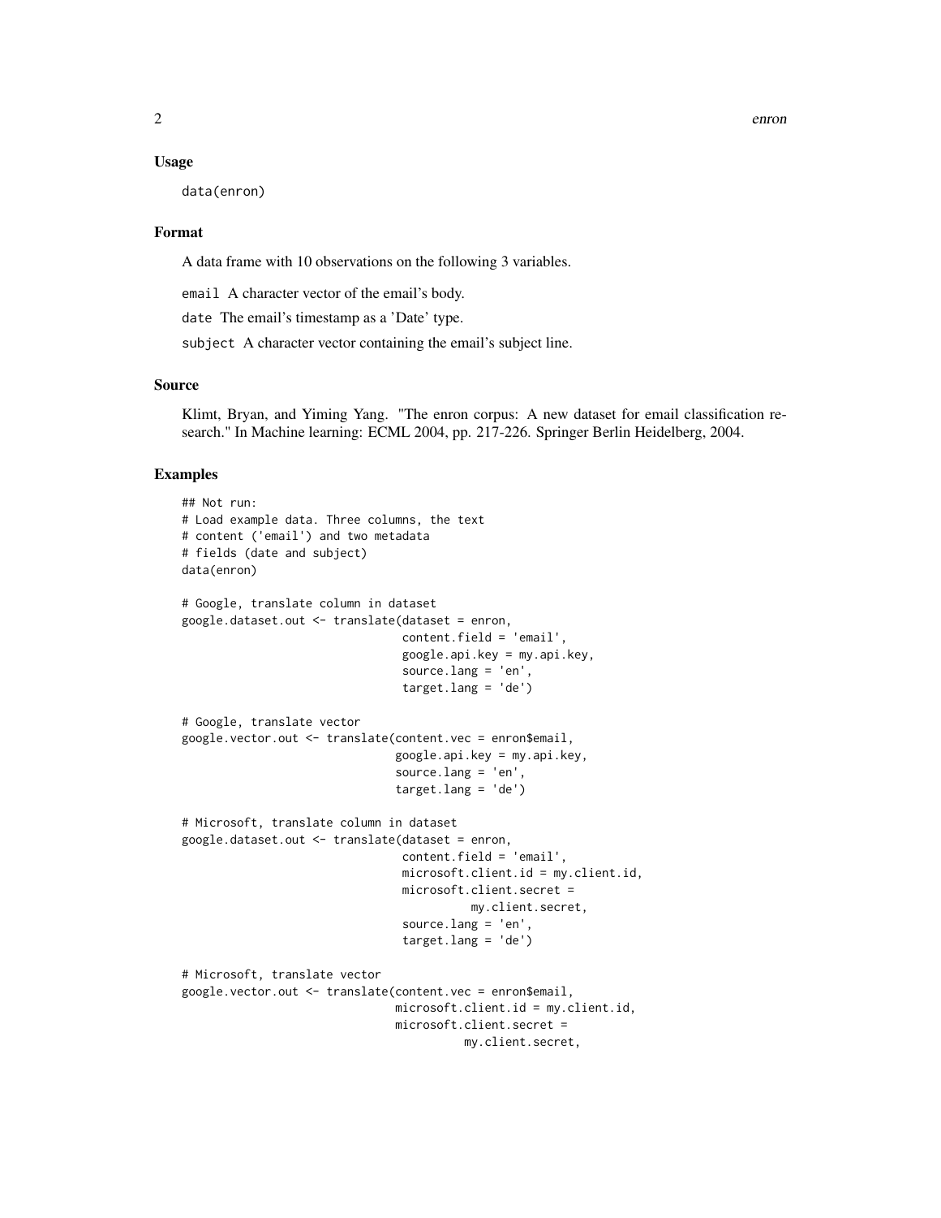## Usage

```
data(enron)
```

## Format

A data frame with 10 observations on the following 3 variables.

`email` A character vector of the email's body.

`date` The email's timestamp as a 'Date' type.

`subject` A character vector containing the email's subject line.

## Source

Klimt, Bryan, and Yiming Yang. "The enron corpus: A new dataset for email classification research." In Machine learning: ECML 2004, pp. 217-226. Springer Berlin Heidelberg, 2004.

## Examples

```
## Not run:
# Load example data. Three columns, the text
# content ('email') and two metadata
# fields (date and subject)
data(enron)

# Google, translate column in dataset
google.dataset.out <- translate(dataset = enron,
                                content.field = 'email',
                                google.api.key = my.api.key,
                                source.lang = 'en',
                                target.lang = 'de')

# Google, translate vector
google.vector.out <- translate(content.vec = enron$email,
                               google.api.key = my.api.key,
                               source.lang = 'en',
                               target.lang = 'de')

# Microsoft, translate column in dataset
google.dataset.out <- translate(dataset = enron,
                                content.field = 'email',
                                microsoft.client.id = my.client.id,
                                microsoft.client.secret =
                                          my.client.secret,
                                source.lang = 'en',
                                target.lang = 'de')

# Microsoft, translate vector
google.vector.out <- translate(content.vec = enron$email,
                               microsoft.client.id = my.client.id,
                               microsoft.client.secret =
                                         my.client.secret,
```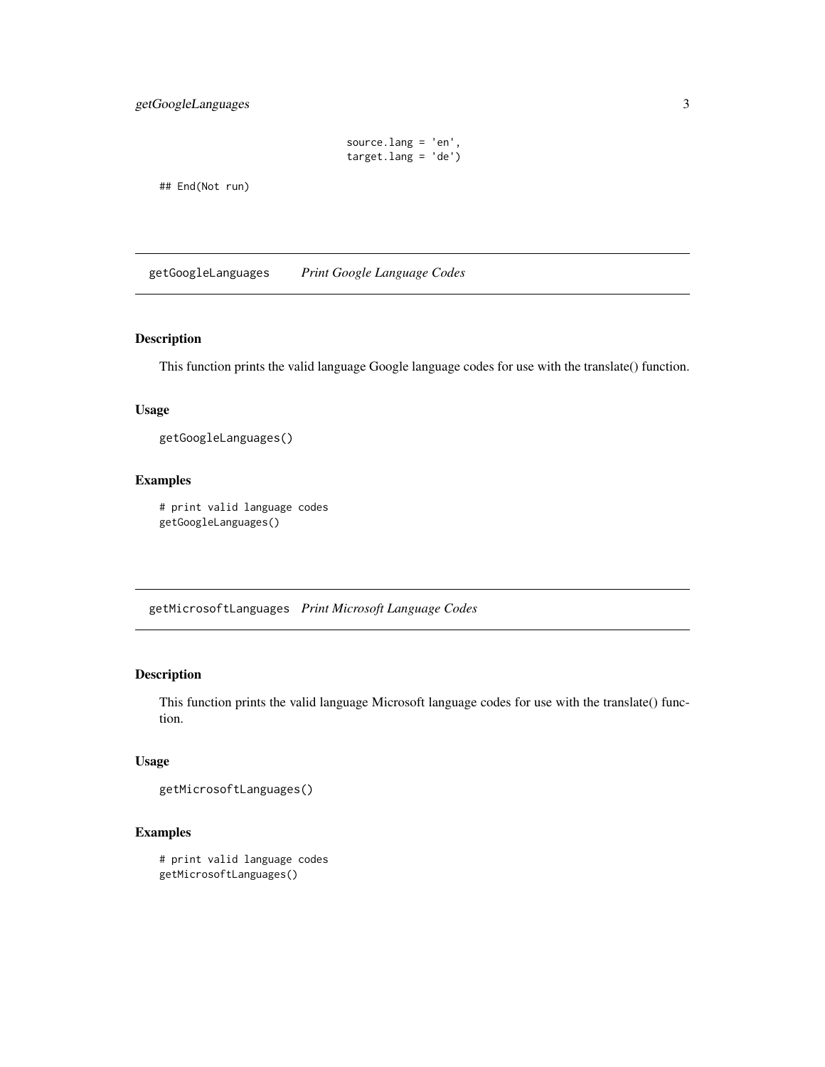```
                              source.lang = 'en',
                              target.lang = 'de')

## End(Not run)
```

## getGoogleLanguages *Print Google Language Codes*

### Description

This function prints the valid language Google language codes for use with the translate() function.

### Usage

```
getGoogleLanguages()
```

### Examples

```
# print valid language codes
getGoogleLanguages()
```

## getMicrosoftLanguages *Print Microsoft Language Codes*

### Description

This function prints the valid language Microsoft language codes for use with the translate() function.

### Usage

```
getMicrosoftLanguages()
```

### Examples

```
# print valid language codes
getMicrosoftLanguages()
```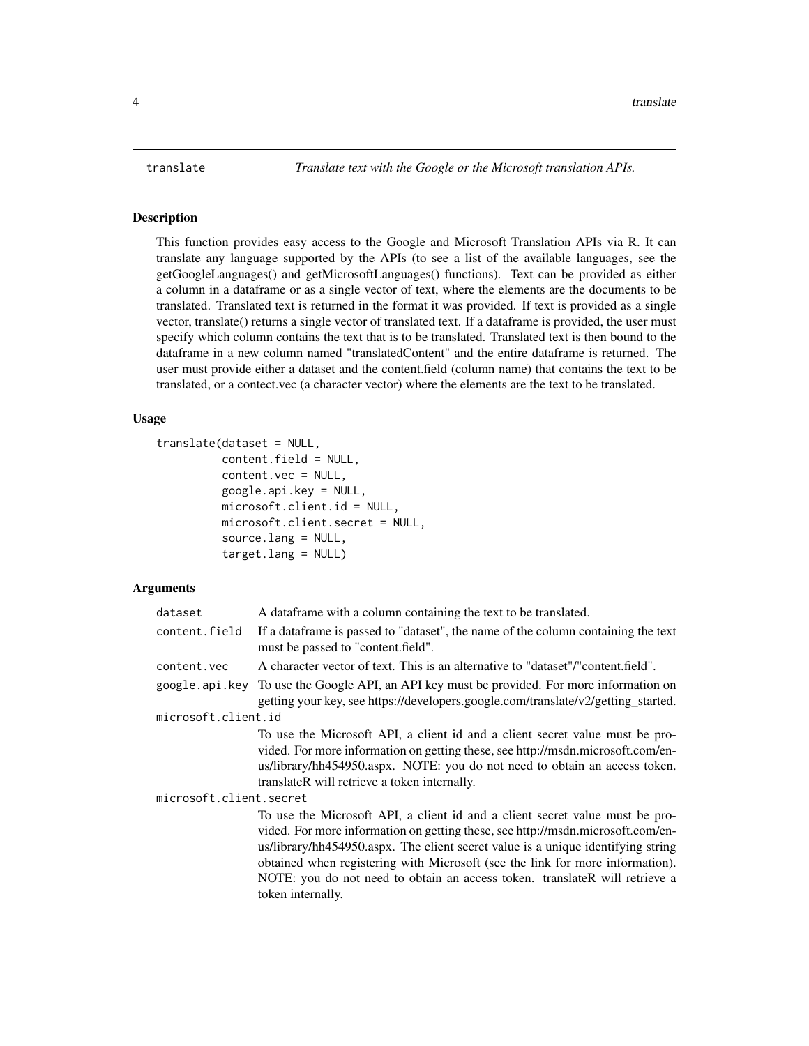# translate

*Translate text with the Google or the Microsoft translation APIs.*

## Description

This function provides easy access to the Google and Microsoft Translation APIs via R. It can translate any language supported by the APIs (to see a list of the available languages, see the getGoogleLanguages() and getMicrosoftLanguages() functions). Text can be provided as either a column in a dataframe or as a single vector of text, where the elements are the documents to be translated. Translated text is returned in the format it was provided. If text is provided as a single vector, translate() returns a single vector of translated text. If a dataframe is provided, the user must specify which column contains the text that is to be translated. Translated text is then bound to the dataframe in a new column named "translatedContent" and the entire dataframe is returned. The user must provide either a dataset and the content.field (column name) that contains the text to be translated, or a contect.vec (a character vector) where the elements are the text to be translated.

## Usage

```
translate(dataset = NULL,
          content.field = NULL,
          content.vec = NULL,
          google.api.key = NULL,
          microsoft.client.id = NULL,
          microsoft.client.secret = NULL,
          source.lang = NULL,
          target.lang = NULL)
```

## Arguments

`dataset`
: A dataframe with a column containing the text to be translated.

`content.field`
: If a dataframe is passed to "dataset", the name of the column containing the text must be passed to "content.field".

`content.vec`
: A character vector of text. This is an alternative to "dataset"/"content.field".

`google.api.key`
: To use the Google API, an API key must be provided. For more information on getting your key, see https://developers.google.com/translate/v2/getting_started.

`microsoft.client.id`
: To use the Microsoft API, a client id and a client secret value must be provided. For more information on getting these, see http://msdn.microsoft.com/en-us/library/hh454950.aspx. NOTE: you do not need to obtain an access token. translateR will retrieve a token internally.

`microsoft.client.secret`
: To use the Microsoft API, a client id and a client secret value must be provided. For more information on getting these, see http://msdn.microsoft.com/en-us/library/hh454950.aspx. The client secret value is a unique identifying string obtained when registering with Microsoft (see the link for more information). NOTE: you do not need to obtain an access token. translateR will retrieve a token internally.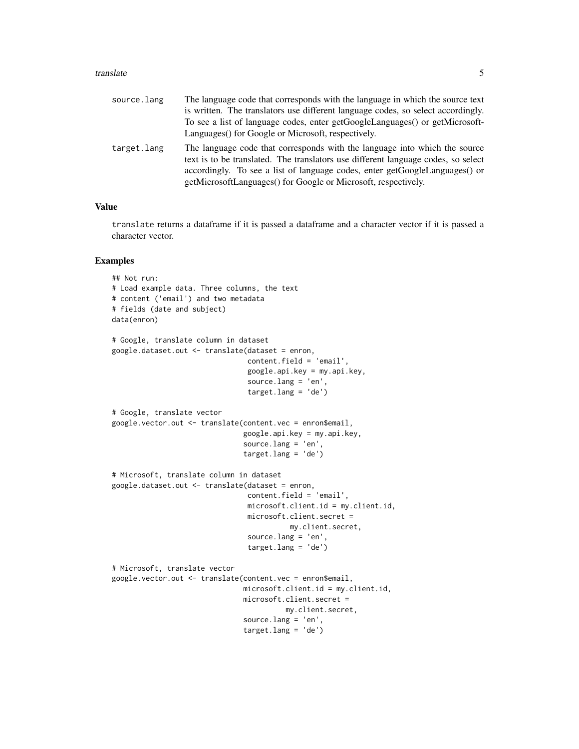| | |
|---|---|
| `source.lang` | The language code that corresponds with the language in which the source text is written. The translators use different language codes, so select accordingly. To see a list of language codes, enter getGoogleLanguages() or getMicrosoftLanguages() for Google or Microsoft, respectively. |
| `target.lang` | The language code that corresponds with the language into which the source text is to be translated. The translators use different language codes, so select accordingly. To see a list of language codes, enter getGoogleLanguages() or getMicrosoftLanguages() for Google or Microsoft, respectively. |

## Value

`translate` returns a dataframe if it is passed a dataframe and a character vector if it is passed a character vector.

## Examples

```
## Not run:
# Load example data. Three columns, the text
# content ('email') and two metadata
# fields (date and subject)
data(enron)

# Google, translate column in dataset
google.dataset.out <- translate(dataset = enron,
                                content.field = 'email',
                                google.api.key = my.api.key,
                                source.lang = 'en',
                                target.lang = 'de')

# Google, translate vector
google.vector.out <- translate(content.vec = enron$email,
                               google.api.key = my.api.key,
                               source.lang = 'en',
                               target.lang = 'de')

# Microsoft, translate column in dataset
google.dataset.out <- translate(dataset = enron,
                                content.field = 'email',
                                microsoft.client.id = my.client.id,
                                microsoft.client.secret =
                                          my.client.secret,
                                source.lang = 'en',
                                target.lang = 'de')

# Microsoft, translate vector
google.vector.out <- translate(content.vec = enron$email,
                               microsoft.client.id = my.client.id,
                               microsoft.client.secret =
                                         my.client.secret,
                               source.lang = 'en',
                               target.lang = 'de')
```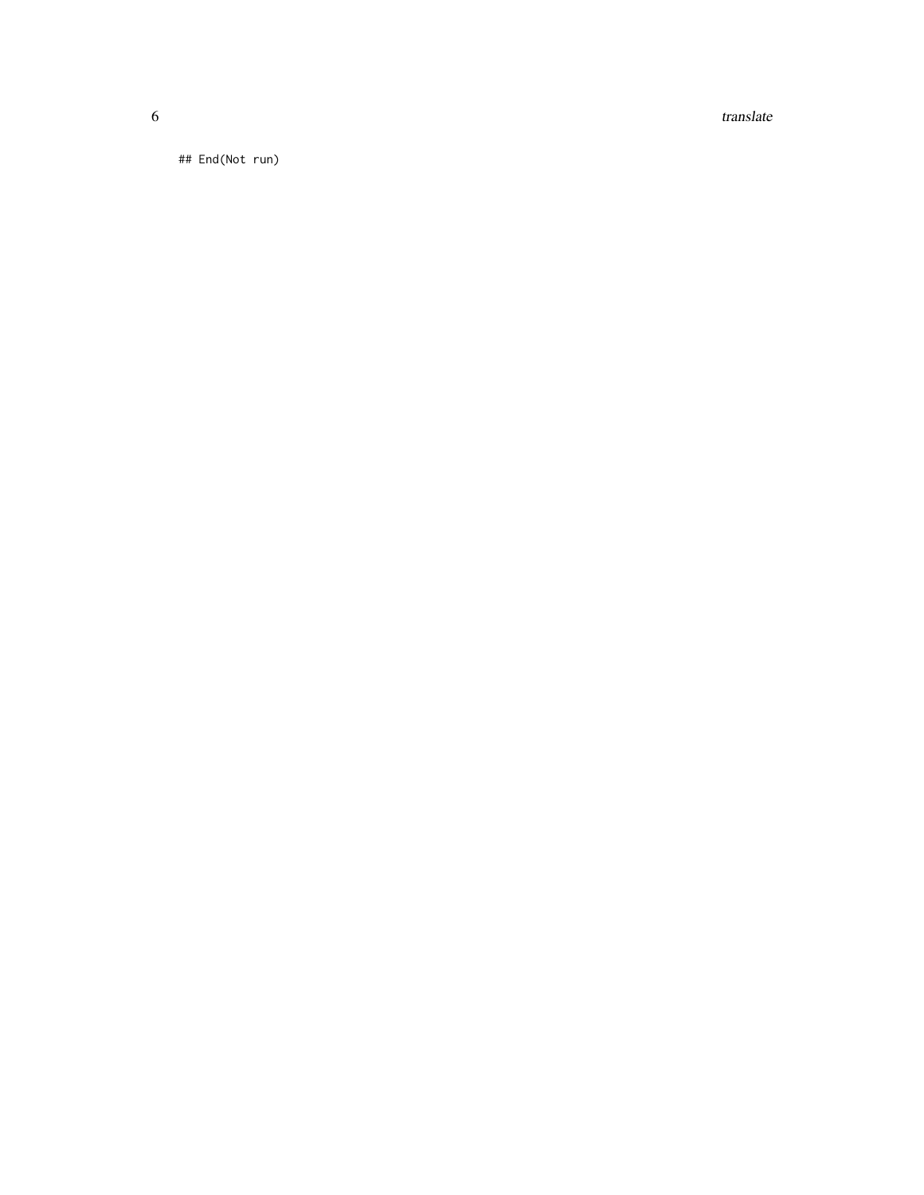```
## End(Not run)
```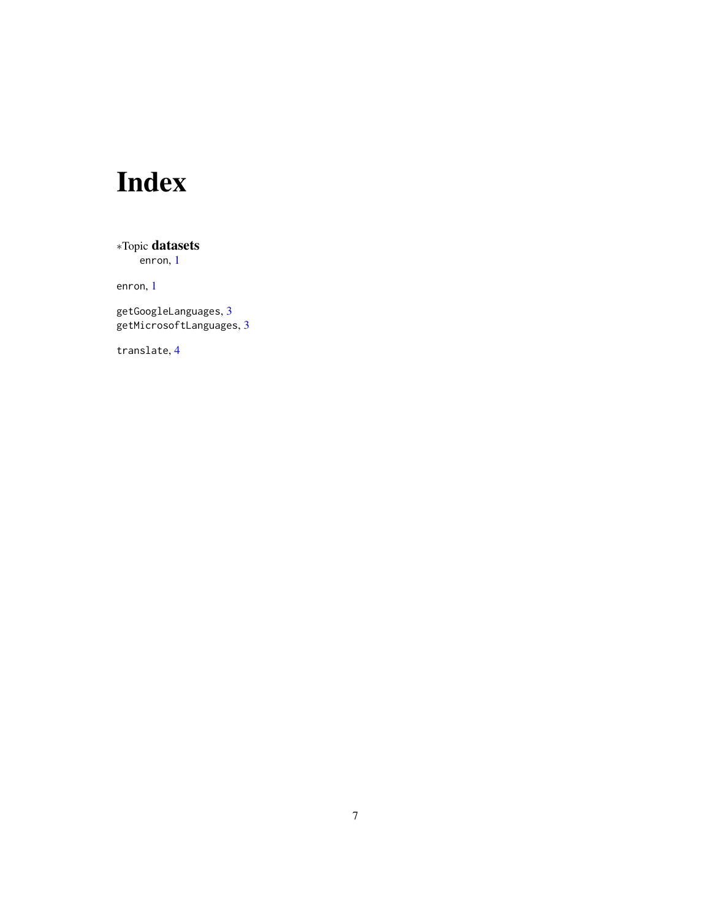# Index

*Topic **datasets**
  enron, 1

enron, 1

getGoogleLanguages, 3
getMicrosoftLanguages, 3

translate, 4